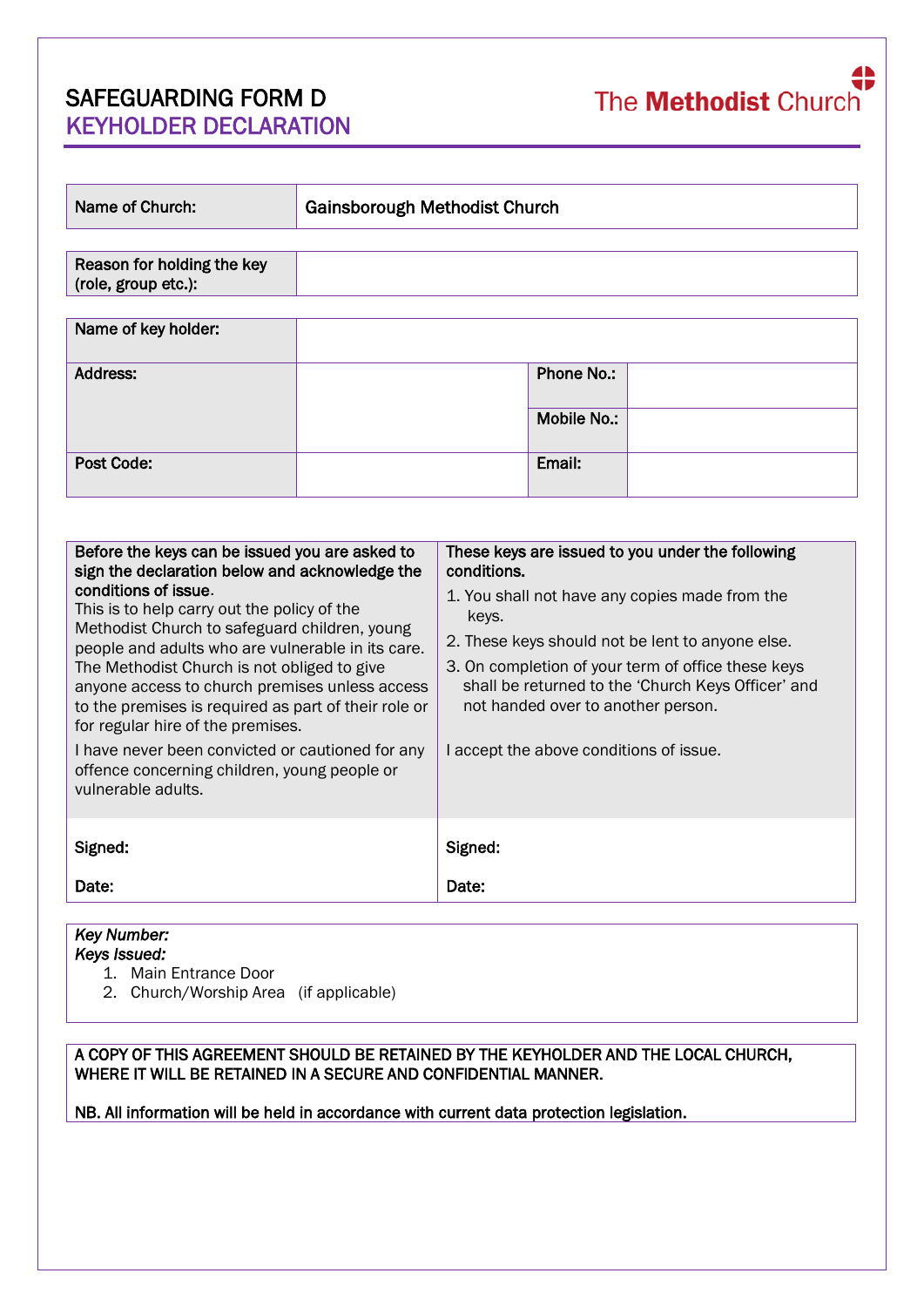# SAFEGUARDING FORM D
## KEYHOLDER DECLARATION

The **Methodist** Church

| Name of Church: | Gainsborough Methodist Church |
|---|---|

| Reason for holding the key (role, group etc.): | |
|---|---|

| Name of key holder: | | | |
|---|---|---|---|
| Address: | | Phone No.: | |
| | | Mobile No.: | |
| Post Code: | | Email: | |

| **Before the keys can be issued you are asked to sign the declaration below and acknowledge the conditions of issue.** | **These keys are issued to you under the following conditions.** |
|---|---|
| This is to help carry out the policy of the Methodist Church to safeguard children, young people and adults who are vulnerable in its care. The Methodist Church is not obliged to give anyone access to church premises unless access to the premises is required as part of their role or for regular hire of the premises. | 1. You shall not have any copies made from the keys. 2. These keys should not be lent to anyone else. 3. On completion of your term of office these keys shall be returned to the 'Church Keys Officer' and not handed over to another person. |
| I have never been convicted or cautioned for any offence concerning children, young people or vulnerable adults. | I accept the above conditions of issue. |
| **Signed:** | **Signed:** |
| **Date:** | **Date:** |

*Key Number:*
*Keys Issued:*
1. Main Entrance Door
2. Church/Worship Area (if applicable)

**A COPY OF THIS AGREEMENT SHOULD BE RETAINED BY THE KEYHOLDER AND THE LOCAL CHURCH, WHERE IT WILL BE RETAINED IN A SECURE AND CONFIDENTIAL MANNER.**

**NB. All information will be held in accordance with current data protection legislation.**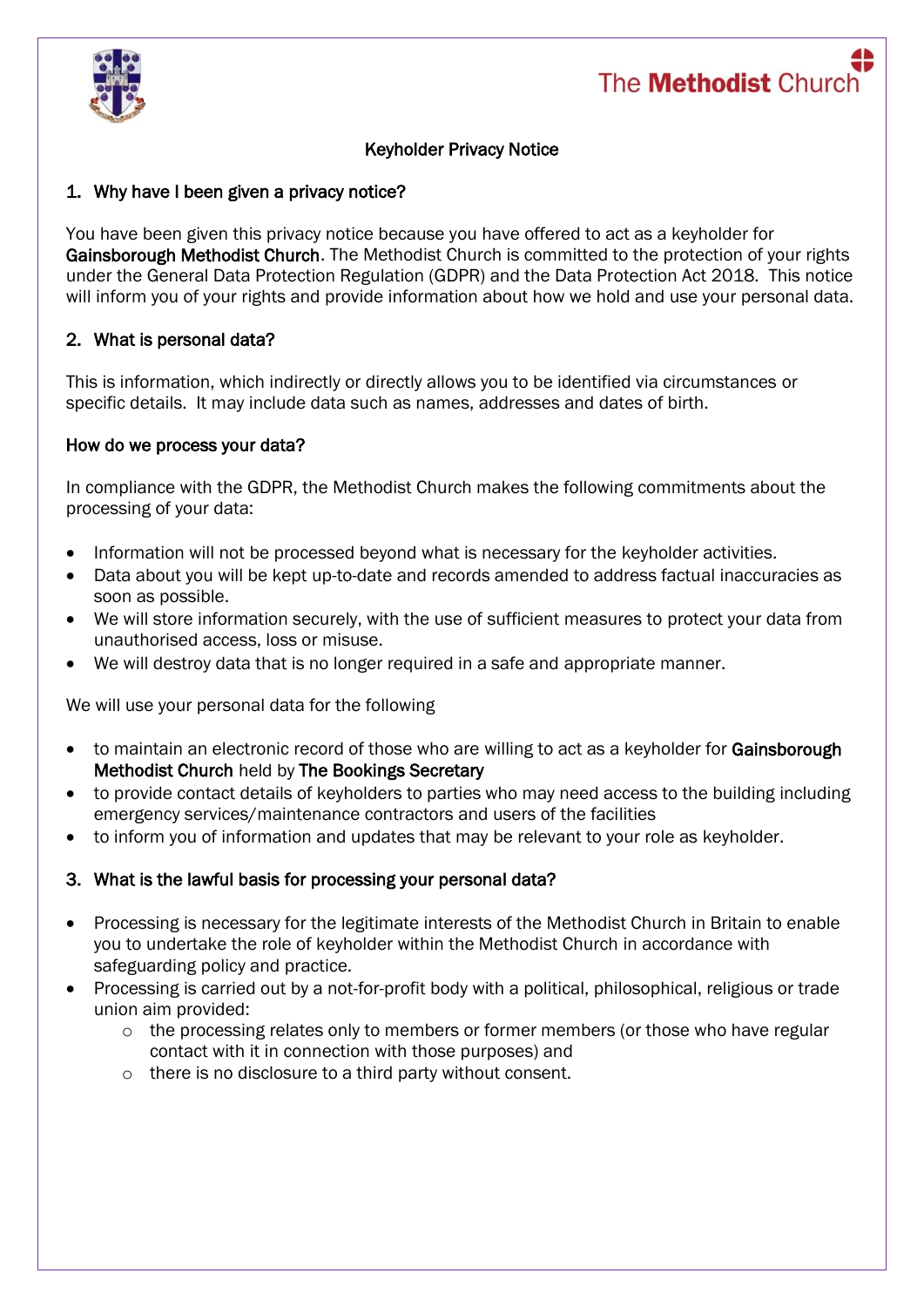The Methodist Church

Keyholder Privacy Notice

## 1. Why have I been given a privacy notice?

You have been given this privacy notice because you have offered to act as a keyholder for **Gainsborough Methodist Church**. The Methodist Church is committed to the protection of your rights under the General Data Protection Regulation (GDPR) and the Data Protection Act 2018. This notice will inform you of your rights and provide information about how we hold and use your personal data.

## 2. What is personal data?

This is information, which indirectly or directly allows you to be identified via circumstances or specific details. It may include data such as names, addresses and dates of birth.

### How do we process your data?

In compliance with the GDPR, the Methodist Church makes the following commitments about the processing of your data:

- Information will not be processed beyond what is necessary for the keyholder activities.
- Data about you will be kept up-to-date and records amended to address factual inaccuracies as soon as possible.
- We will store information securely, with the use of sufficient measures to protect your data from unauthorised access, loss or misuse.
- We will destroy data that is no longer required in a safe and appropriate manner.

We will use your personal data for the following

- to maintain an electronic record of those who are willing to act as a keyholder for **Gainsborough Methodist Church** held by **The Bookings Secretary**
- to provide contact details of keyholders to parties who may need access to the building including emergency services/maintenance contractors and users of the facilities
- to inform you of information and updates that may be relevant to your role as keyholder.

## 3. What is the lawful basis for processing your personal data?

- Processing is necessary for the legitimate interests of the Methodist Church in Britain to enable you to undertake the role of keyholder within the Methodist Church in accordance with safeguarding policy and practice.
- Processing is carried out by a not-for-profit body with a political, philosophical, religious or trade union aim provided:
  - the processing relates only to members or former members (or those who have regular contact with it in connection with those purposes) and
  - there is no disclosure to a third party without consent.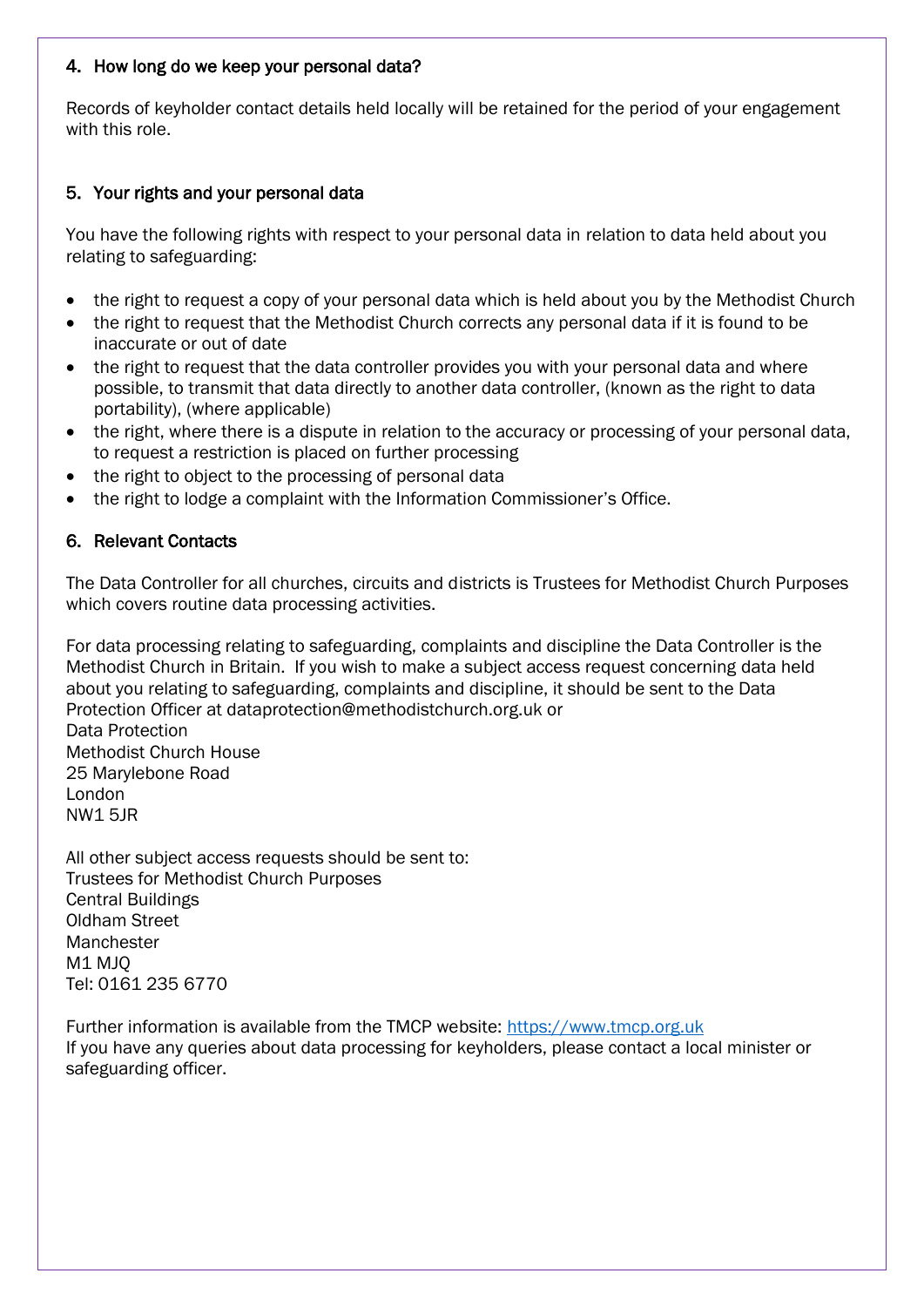## 4. How long do we keep your personal data?

Records of keyholder contact details held locally will be retained for the period of your engagement with this role.

## 5. Your rights and your personal data

You have the following rights with respect to your personal data in relation to data held about you relating to safeguarding:

- the right to request a copy of your personal data which is held about you by the Methodist Church
- the right to request that the Methodist Church corrects any personal data if it is found to be inaccurate or out of date
- the right to request that the data controller provides you with your personal data and where possible, to transmit that data directly to another data controller, (known as the right to data portability), (where applicable)
- the right, where there is a dispute in relation to the accuracy or processing of your personal data, to request a restriction is placed on further processing
- the right to object to the processing of personal data
- the right to lodge a complaint with the Information Commissioner's Office.

## 6. Relevant Contacts

The Data Controller for all churches, circuits and districts is Trustees for Methodist Church Purposes which covers routine data processing activities.

For data processing relating to safeguarding, complaints and discipline the Data Controller is the Methodist Church in Britain. If you wish to make a subject access request concerning data held about you relating to safeguarding, complaints and discipline, it should be sent to the Data Protection Officer at dataprotection@methodistchurch.org.uk or
Data Protection
Methodist Church House
25 Marylebone Road
London
NW1 5JR

All other subject access requests should be sent to:
Trustees for Methodist Church Purposes
Central Buildings
Oldham Street
Manchester
M1 MJQ
Tel: 0161 235 6770

Further information is available from the TMCP website: [https://www.tmcp.org.uk](https://www.tmcp.org.uk)
If you have any queries about data processing for keyholders, please contact a local minister or safeguarding officer.